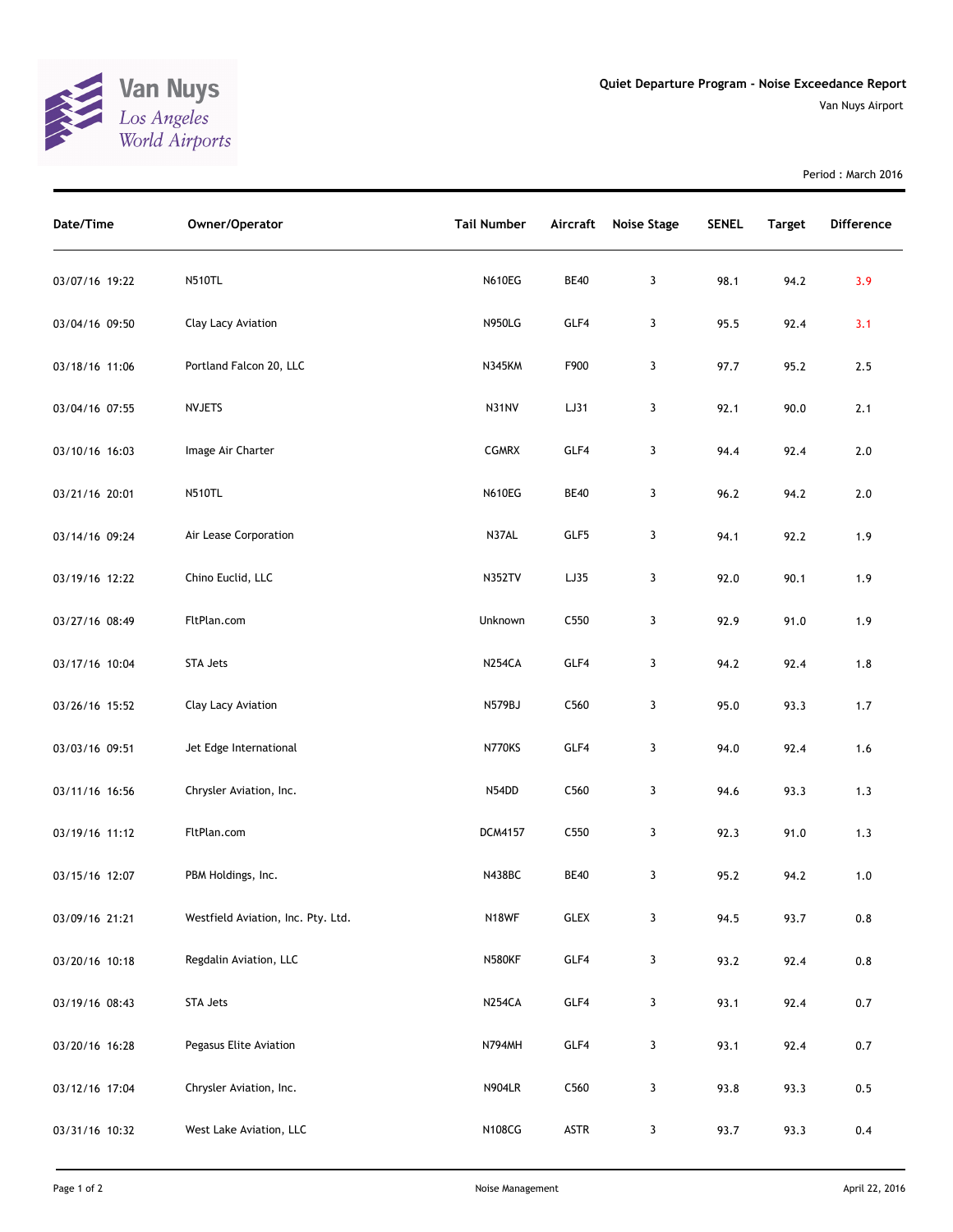Van Nuys
Los Angeles
World Airports

# Quiet Departure Program - Noise Exceedance Report

Van Nuys Airport

Period : March 2016

| Date/Time | Owner/Operator | Tail Number | Aircraft | Noise Stage | SENEL | Target | Difference |
|---|---|---|---|---|---|---|---|
| 03/07/16 19:22 | N510TL | N610EG | BE40 | 3 | 98.1 | 94.2 | 3.9 |
| 03/04/16 09:50 | Clay Lacy Aviation | N950LG | GLF4 | 3 | 95.5 | 92.4 | 3.1 |
| 03/18/16 11:06 | Portland Falcon 20, LLC | N345KM | F900 | 3 | 97.7 | 95.2 | 2.5 |
| 03/04/16 07:55 | NVJETS | N31NV | LJ31 | 3 | 92.1 | 90.0 | 2.1 |
| 03/10/16 16:03 | Image Air Charter | CGMRX | GLF4 | 3 | 94.4 | 92.4 | 2.0 |
| 03/21/16 20:01 | N510TL | N610EG | BE40 | 3 | 96.2 | 94.2 | 2.0 |
| 03/14/16 09:24 | Air Lease Corporation | N37AL | GLF5 | 3 | 94.1 | 92.2 | 1.9 |
| 03/19/16 12:22 | Chino Euclid, LLC | N352TV | LJ35 | 3 | 92.0 | 90.1 | 1.9 |
| 03/27/16 08:49 | FltPlan.com | Unknown | C550 | 3 | 92.9 | 91.0 | 1.9 |
| 03/17/16 10:04 | STA Jets | N254CA | GLF4 | 3 | 94.2 | 92.4 | 1.8 |
| 03/26/16 15:52 | Clay Lacy Aviation | N579BJ | C560 | 3 | 95.0 | 93.3 | 1.7 |
| 03/03/16 09:51 | Jet Edge International | N770KS | GLF4 | 3 | 94.0 | 92.4 | 1.6 |
| 03/11/16 16:56 | Chrysler Aviation, Inc. | N54DD | C560 | 3 | 94.6 | 93.3 | 1.3 |
| 03/19/16 11:12 | FltPlan.com | DCM4157 | C550 | 3 | 92.3 | 91.0 | 1.3 |
| 03/15/16 12:07 | PBM Holdings, Inc. | N438BC | BE40 | 3 | 95.2 | 94.2 | 1.0 |
| 03/09/16 21:21 | Westfield Aviation, Inc. Pty. Ltd. | N18WF | GLEX | 3 | 94.5 | 93.7 | 0.8 |
| 03/20/16 10:18 | Regdalin Aviation, LLC | N580KF | GLF4 | 3 | 93.2 | 92.4 | 0.8 |
| 03/19/16 08:43 | STA Jets | N254CA | GLF4 | 3 | 93.1 | 92.4 | 0.7 |
| 03/20/16 16:28 | Pegasus Elite Aviation | N794MH | GLF4 | 3 | 93.1 | 92.4 | 0.7 |
| 03/12/16 17:04 | Chrysler Aviation, Inc. | N904LR | C560 | 3 | 93.8 | 93.3 | 0.5 |
| 03/31/16 10:32 | West Lake Aviation, LLC | N108CG | ASTR | 3 | 93.7 | 93.3 | 0.4 |

Noise Management

April 22, 2016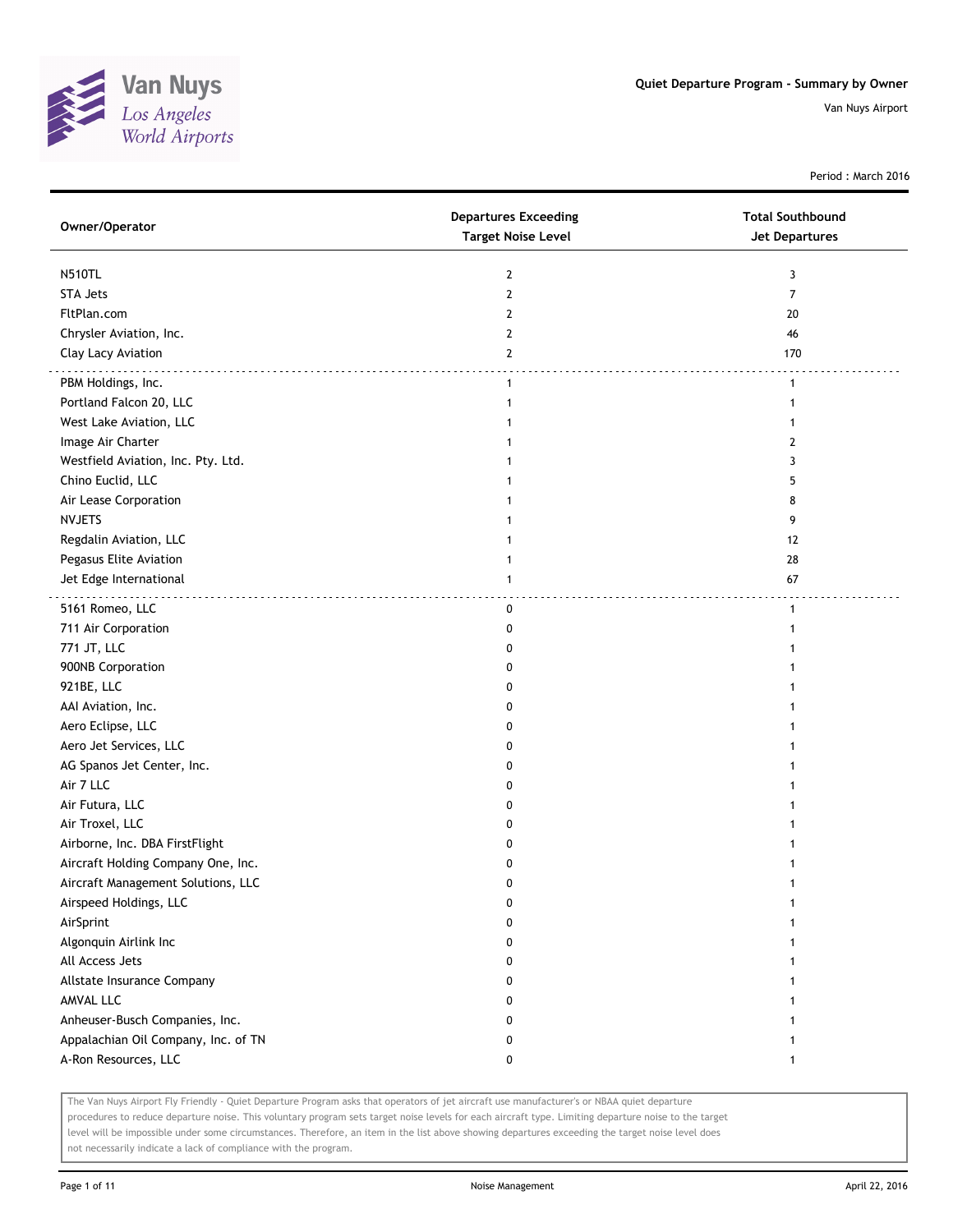Van Nuys
*Los Angeles*
*World Airports*

**Quiet Departure Program - Summary by Owner**

Van Nuys Airport

Period : March 2016

| Owner/Operator | Departures Exceeding Target Noise Level | Total Southbound Jet Departures |
|---|---|---|
| N510TL | 2 | 3 |
| STA Jets | 2 | 7 |
| FltPlan.com | 2 | 20 |
| Chrysler Aviation, Inc. | 2 | 46 |
| Clay Lacy Aviation | 2 | 170 |
| PBM Holdings, Inc. | 1 | 1 |
| Portland Falcon 20, LLC | 1 | 1 |
| West Lake Aviation, LLC | 1 | 1 |
| Image Air Charter | 1 | 2 |
| Westfield Aviation, Inc. Pty. Ltd. | 1 | 3 |
| Chino Euclid, LLC | 1 | 5 |
| Air Lease Corporation | 1 | 8 |
| NVJETS | 1 | 9 |
| Regdalin Aviation, LLC | 1 | 12 |
| Pegasus Elite Aviation | 1 | 28 |
| Jet Edge International | 1 | 67 |
| 5161 Romeo, LLC | 0 | 1 |
| 711 Air Corporation | 0 | 1 |
| 771 JT, LLC | 0 | 1 |
| 900NB Corporation | 0 | 1 |
| 921BE, LLC | 0 | 1 |
| AAI Aviation, Inc. | 0 | 1 |
| Aero Eclipse, LLC | 0 | 1 |
| Aero Jet Services, LLC | 0 | 1 |
| AG Spanos Jet Center, Inc. | 0 | 1 |
| Air 7 LLC | 0 | 1 |
| Air Futura, LLC | 0 | 1 |
| Air Troxel, LLC | 0 | 1 |
| Airborne, Inc. DBA FirstFlight | 0 | 1 |
| Aircraft Holding Company One, Inc. | 0 | 1 |
| Aircraft Management Solutions, LLC | 0 | 1 |
| Airspeed Holdings, LLC | 0 | 1 |
| AirSprint | 0 | 1 |
| Algonquin Airlink Inc | 0 | 1 |
| All Access Jets | 0 | 1 |
| Allstate Insurance Company | 0 | 1 |
| AMVAL LLC | 0 | 1 |
| Anheuser-Busch Companies, Inc. | 0 | 1 |
| Appalachian Oil Company, Inc. of TN | 0 | 1 |
| A-Ron Resources, LLC | 0 | 1 |

The Van Nuys Airport Fly Friendly - Quiet Departure Program asks that operators of jet aircraft use manufacturer's or NBAA quiet departure procedures to reduce departure noise. This voluntary program sets target noise levels for each aircraft type. Limiting departure noise to the target level will be impossible under some circumstances. Therefore, an item in the list above showing departures exceeding the target noise level does not necessarily indicate a lack of compliance with the program.

Noise Management

April 22, 2016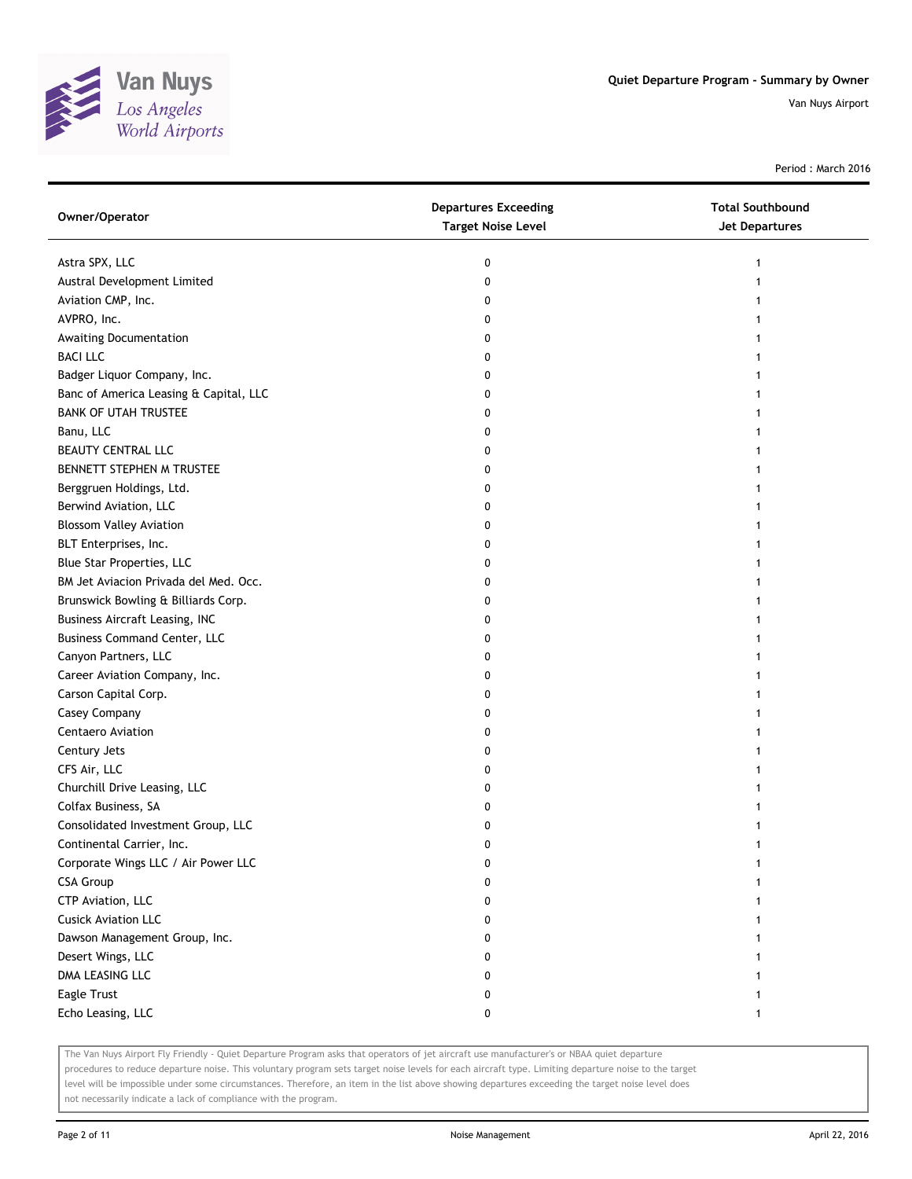# Quiet Departure Program - Summary by Owner

Van Nuys Airport

Period : March 2016

| Owner/Operator | Departures Exceeding Target Noise Level | Total Southbound Jet Departures |
| --- | --- | --- |
| Astra SPX, LLC | 0 | 1 |
| Austral Development Limited | 0 | 1 |
| Aviation CMP, Inc. | 0 | 1 |
| AVPRO, Inc. | 0 | 1 |
| Awaiting Documentation | 0 | 1 |
| BACI LLC | 0 | 1 |
| Badger Liquor Company, Inc. | 0 | 1 |
| Banc of America Leasing & Capital, LLC | 0 | 1 |
| BANK OF UTAH TRUSTEE | 0 | 1 |
| Banu, LLC | 0 | 1 |
| BEAUTY CENTRAL LLC | 0 | 1 |
| BENNETT STEPHEN M TRUSTEE | 0 | 1 |
| Berggruen Holdings, Ltd. | 0 | 1 |
| Berwind Aviation, LLC | 0 | 1 |
| Blossom Valley Aviation | 0 | 1 |
| BLT Enterprises, Inc. | 0 | 1 |
| Blue Star Properties, LLC | 0 | 1 |
| BM Jet Aviacion Privada del Med. Occ. | 0 | 1 |
| Brunswick Bowling & Billiards Corp. | 0 | 1 |
| Business Aircraft Leasing, INC | 0 | 1 |
| Business Command Center, LLC | 0 | 1 |
| Canyon Partners, LLC | 0 | 1 |
| Career Aviation Company, Inc. | 0 | 1 |
| Carson Capital Corp. | 0 | 1 |
| Casey Company | 0 | 1 |
| Centaero Aviation | 0 | 1 |
| Century Jets | 0 | 1 |
| CFS Air, LLC | 0 | 1 |
| Churchill Drive Leasing, LLC | 0 | 1 |
| Colfax Business, SA | 0 | 1 |
| Consolidated Investment Group, LLC | 0 | 1 |
| Continental Carrier, Inc. | 0 | 1 |
| Corporate Wings LLC / Air Power LLC | 0 | 1 |
| CSA Group | 0 | 1 |
| CTP Aviation, LLC | 0 | 1 |
| Cusick Aviation LLC | 0 | 1 |
| Dawson Management Group, Inc. | 0 | 1 |
| Desert Wings, LLC | 0 | 1 |
| DMA LEASING LLC | 0 | 1 |
| Eagle Trust | 0 | 1 |
| Echo Leasing, LLC | 0 | 1 |

The Van Nuys Airport Fly Friendly - Quiet Departure Program asks that operators of jet aircraft use manufacturer's or NBAA quiet departure procedures to reduce departure noise. This voluntary program sets target noise levels for each aircraft type. Limiting departure noise to the target level will be impossible under some circumstances. Therefore, an item in the list above showing departures exceeding the target noise level does not necessarily indicate a lack of compliance with the program.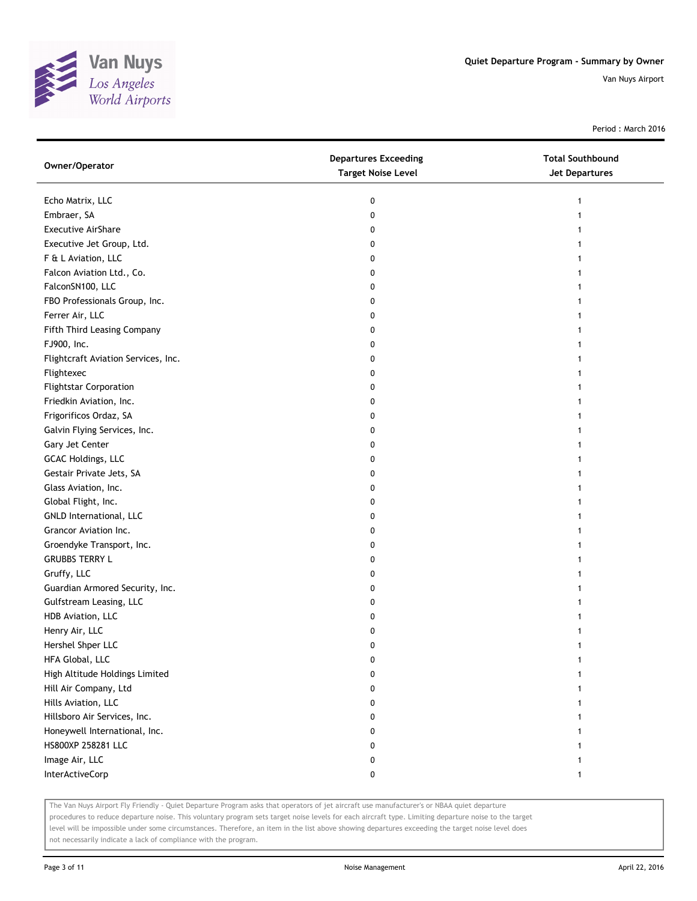Quiet Departure Program - Summary by Owner

Van Nuys Airport

Period : March 2016

| Owner/Operator | Departures Exceeding Target Noise Level | Total Southbound Jet Departures |
| --- | --- | --- |
| Echo Matrix, LLC | 0 | 1 |
| Embraer, SA | 0 | 1 |
| Executive AirShare | 0 | 1 |
| Executive Jet Group, Ltd. | 0 | 1 |
| F & L Aviation, LLC | 0 | 1 |
| Falcon Aviation Ltd., Co. | 0 | 1 |
| FalconSN100, LLC | 0 | 1 |
| FBO Professionals Group, Inc. | 0 | 1 |
| Ferrer Air, LLC | 0 | 1 |
| Fifth Third Leasing Company | 0 | 1 |
| FJ900, Inc. | 0 | 1 |
| Flightcraft Aviation Services, Inc. | 0 | 1 |
| Flightexec | 0 | 1 |
| Flightstar Corporation | 0 | 1 |
| Friedkin Aviation, Inc. | 0 | 1 |
| Frigorificos Ordaz, SA | 0 | 1 |
| Galvin Flying Services, Inc. | 0 | 1 |
| Gary Jet Center | 0 | 1 |
| GCAC Holdings, LLC | 0 | 1 |
| Gestair Private Jets, SA | 0 | 1 |
| Glass Aviation, Inc. | 0 | 1 |
| Global Flight, Inc. | 0 | 1 |
| GNLD International, LLC | 0 | 1 |
| Grancor Aviation Inc. | 0 | 1 |
| Groendyke Transport, Inc. | 0 | 1 |
| GRUBBS TERRY L | 0 | 1 |
| Gruffy, LLC | 0 | 1 |
| Guardian Armored Security, Inc. | 0 | 1 |
| Gulfstream Leasing, LLC | 0 | 1 |
| HDB Aviation, LLC | 0 | 1 |
| Henry Air, LLC | 0 | 1 |
| Hershel Shper LLC | 0 | 1 |
| HFA Global, LLC | 0 | 1 |
| High Altitude Holdings Limited | 0 | 1 |
| Hill Air Company, Ltd | 0 | 1 |
| Hills Aviation, LLC | 0 | 1 |
| Hillsboro Air Services, Inc. | 0 | 1 |
| Honeywell International, Inc. | 0 | 1 |
| HS800XP 258281 LLC | 0 | 1 |
| Image Air, LLC | 0 | 1 |
| InterActiveCorp | 0 | 1 |

The Van Nuys Airport Fly Friendly - Quiet Departure Program asks that operators of jet aircraft use manufacturer's or NBAA quiet departure procedures to reduce departure noise. This voluntary program sets target noise levels for each aircraft type. Limiting departure noise to the target level will be impossible under some circumstances. Therefore, an item in the list above showing departures exceeding the target noise level does not necessarily indicate a lack of compliance with the program.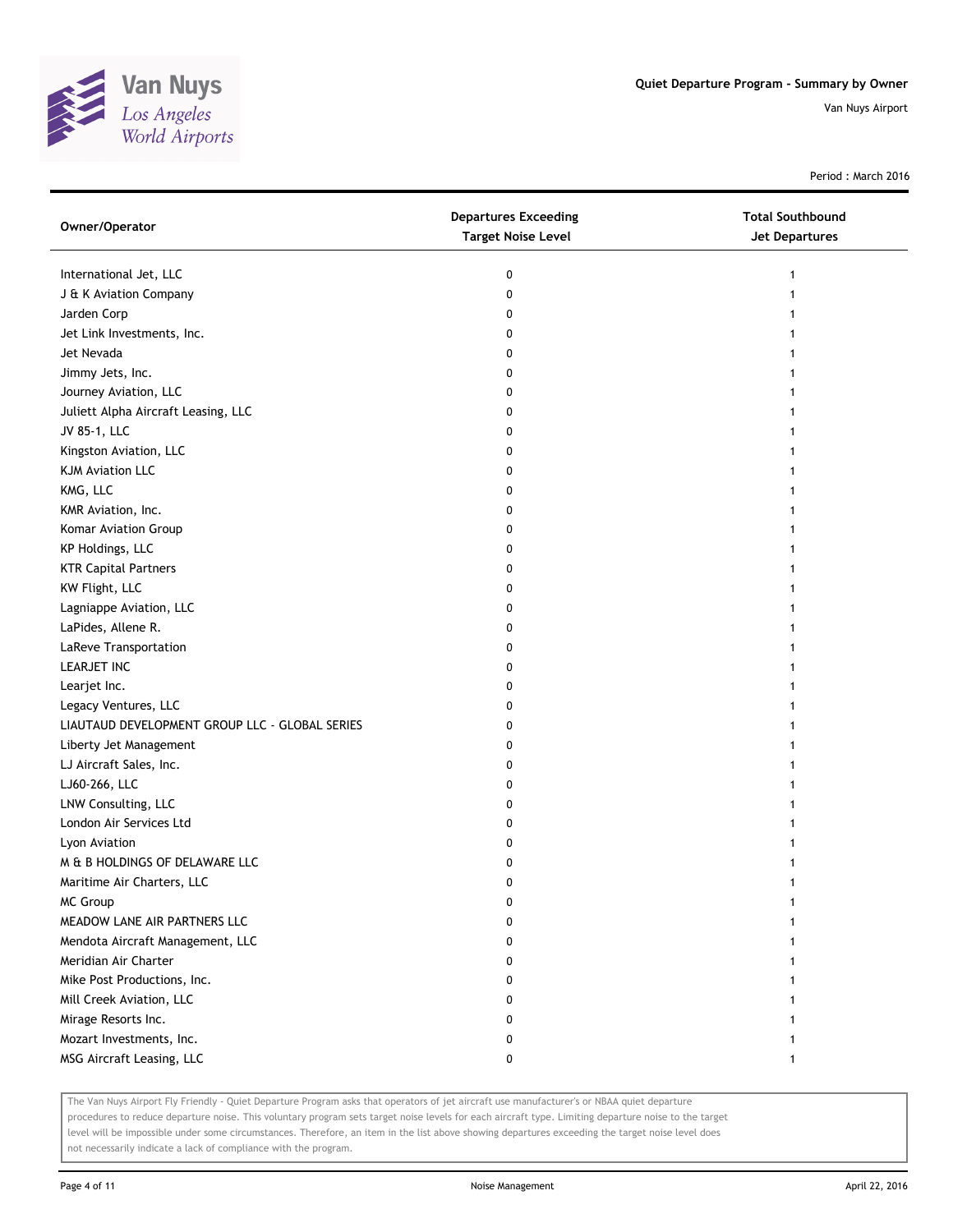Period : March 2016

| Owner/Operator | Departures Exceeding Target Noise Level | Total Southbound Jet Departures |
| --- | --- | --- |
| International Jet, LLC | 0 | 1 |
| J & K Aviation Company | 0 | 1 |
| Jarden Corp | 0 | 1 |
| Jet Link Investments, Inc. | 0 | 1 |
| Jet Nevada | 0 | 1 |
| Jimmy Jets, Inc. | 0 | 1 |
| Journey Aviation, LLC | 0 | 1 |
| Juliett Alpha Aircraft Leasing, LLC | 0 | 1 |
| JV 85-1, LLC | 0 | 1 |
| Kingston Aviation, LLC | 0 | 1 |
| KJM Aviation LLC | 0 | 1 |
| KMG, LLC | 0 | 1 |
| KMR Aviation, Inc. | 0 | 1 |
| Komar Aviation Group | 0 | 1 |
| KP Holdings, LLC | 0 | 1 |
| KTR Capital Partners | 0 | 1 |
| KW Flight, LLC | 0 | 1 |
| Lagniappe Aviation, LLC | 0 | 1 |
| LaPides, Allene R. | 0 | 1 |
| LaReve Transportation | 0 | 1 |
| LEARJET INC | 0 | 1 |
| Learjet Inc. | 0 | 1 |
| Legacy Ventures, LLC | 0 | 1 |
| LIAUTAUD DEVELOPMENT GROUP LLC - GLOBAL SERIES | 0 | 1 |
| Liberty Jet Management | 0 | 1 |
| LJ Aircraft Sales, Inc. | 0 | 1 |
| LJ60-266, LLC | 0 | 1 |
| LNW Consulting, LLC | 0 | 1 |
| London Air Services Ltd | 0 | 1 |
| Lyon Aviation | 0 | 1 |
| M & B HOLDINGS OF DELAWARE LLC | 0 | 1 |
| Maritime Air Charters, LLC | 0 | 1 |
| MC Group | 0 | 1 |
| MEADOW LANE AIR PARTNERS LLC | 0 | 1 |
| Mendota Aircraft Management, LLC | 0 | 1 |
| Meridian Air Charter | 0 | 1 |
| Mike Post Productions, Inc. | 0 | 1 |
| Mill Creek Aviation, LLC | 0 | 1 |
| Mirage Resorts Inc. | 0 | 1 |
| Mozart Investments, Inc. | 0 | 1 |
| MSG Aircraft Leasing, LLC | 0 | 1 |

The Van Nuys Airport Fly Friendly - Quiet Departure Program asks that operators of jet aircraft use manufacturer's or NBAA quiet departure procedures to reduce departure noise. This voluntary program sets target noise levels for each aircraft type. Limiting departure noise to the target level will be impossible under some circumstances. Therefore, an item in the list above showing departures exceeding the target noise level does not necessarily indicate a lack of compliance with the program.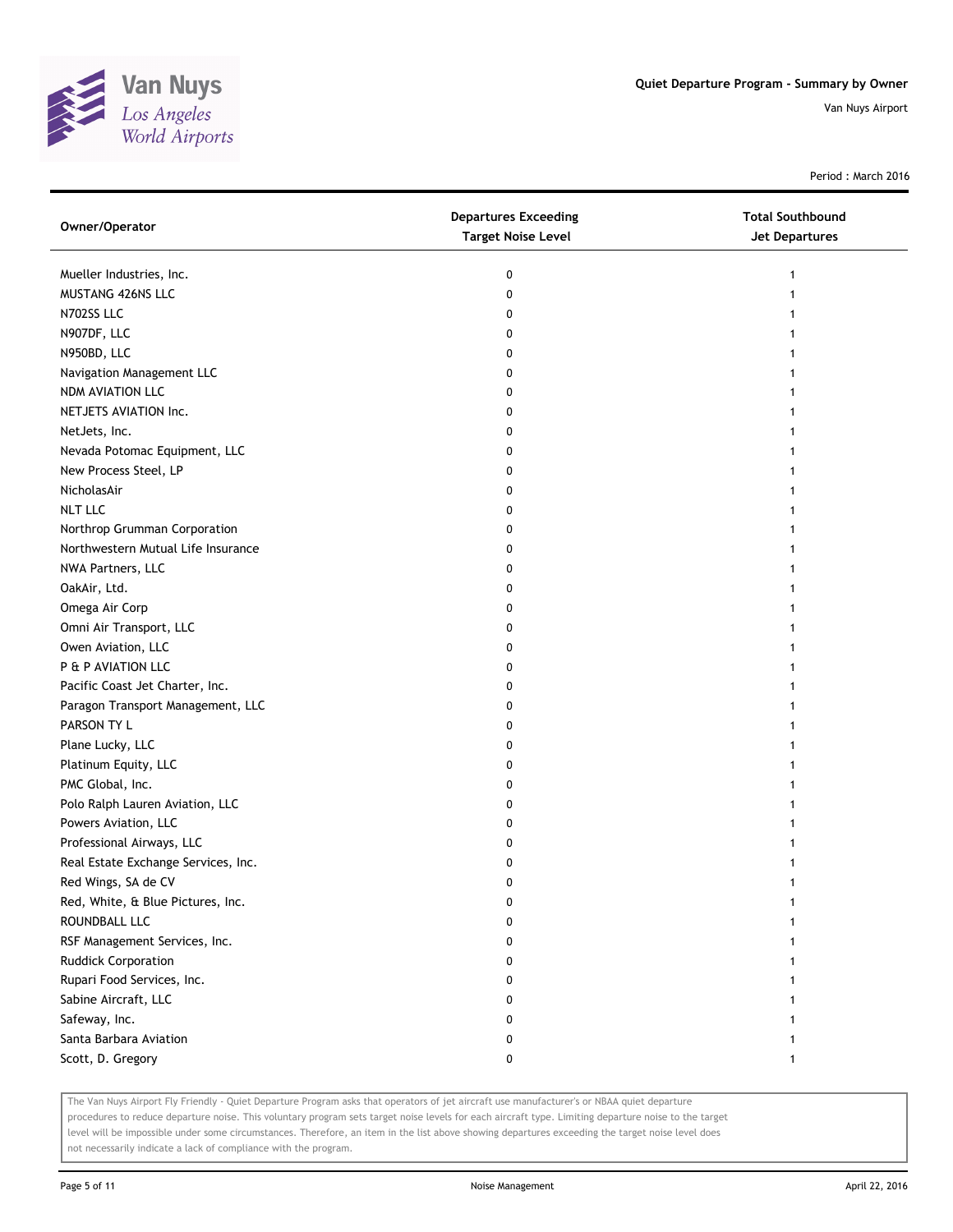# Quiet Departure Program - Summary by Owner

Van Nuys Airport

Period : March 2016

| Owner/Operator | Departures Exceeding Target Noise Level | Total Southbound Jet Departures |
|---|---|---|
| Mueller Industries, Inc. | 0 | 1 |
| MUSTANG 426NS LLC | 0 | 1 |
| N702SS LLC | 0 | 1 |
| N907DF, LLC | 0 | 1 |
| N950BD, LLC | 0 | 1 |
| Navigation Management LLC | 0 | 1 |
| NDM AVIATION LLC | 0 | 1 |
| NETJETS AVIATION Inc. | 0 | 1 |
| NetJets, Inc. | 0 | 1 |
| Nevada Potomac Equipment, LLC | 0 | 1 |
| New Process Steel, LP | 0 | 1 |
| NicholasAir | 0 | 1 |
| NLT LLC | 0 | 1 |
| Northrop Grumman Corporation | 0 | 1 |
| Northwestern Mutual Life Insurance | 0 | 1 |
| NWA Partners, LLC | 0 | 1 |
| OakAir, Ltd. | 0 | 1 |
| Omega Air Corp | 0 | 1 |
| Omni Air Transport, LLC | 0 | 1 |
| Owen Aviation, LLC | 0 | 1 |
| P & P AVIATION LLC | 0 | 1 |
| Pacific Coast Jet Charter, Inc. | 0 | 1 |
| Paragon Transport Management, LLC | 0 | 1 |
| PARSON TY L | 0 | 1 |
| Plane Lucky, LLC | 0 | 1 |
| Platinum Equity, LLC | 0 | 1 |
| PMC Global, Inc. | 0 | 1 |
| Polo Ralph Lauren Aviation, LLC | 0 | 1 |
| Powers Aviation, LLC | 0 | 1 |
| Professional Airways, LLC | 0 | 1 |
| Real Estate Exchange Services, Inc. | 0 | 1 |
| Red Wings, SA de CV | 0 | 1 |
| Red, White, & Blue Pictures, Inc. | 0 | 1 |
| ROUNDBALL LLC | 0 | 1 |
| RSF Management Services, Inc. | 0 | 1 |
| Ruddick Corporation | 0 | 1 |
| Rupari Food Services, Inc. | 0 | 1 |
| Sabine Aircraft, LLC | 0 | 1 |
| Safeway, Inc. | 0 | 1 |
| Santa Barbara Aviation | 0 | 1 |
| Scott, D. Gregory | 0 | 1 |

The Van Nuys Airport Fly Friendly - Quiet Departure Program asks that operators of jet aircraft use manufacturer's or NBAA quiet departure procedures to reduce departure noise. This voluntary program sets target noise levels for each aircraft type. Limiting departure noise to the target level will be impossible under some circumstances. Therefore, an item in the list above showing departures exceeding the target noise level does not necessarily indicate a lack of compliance with the program.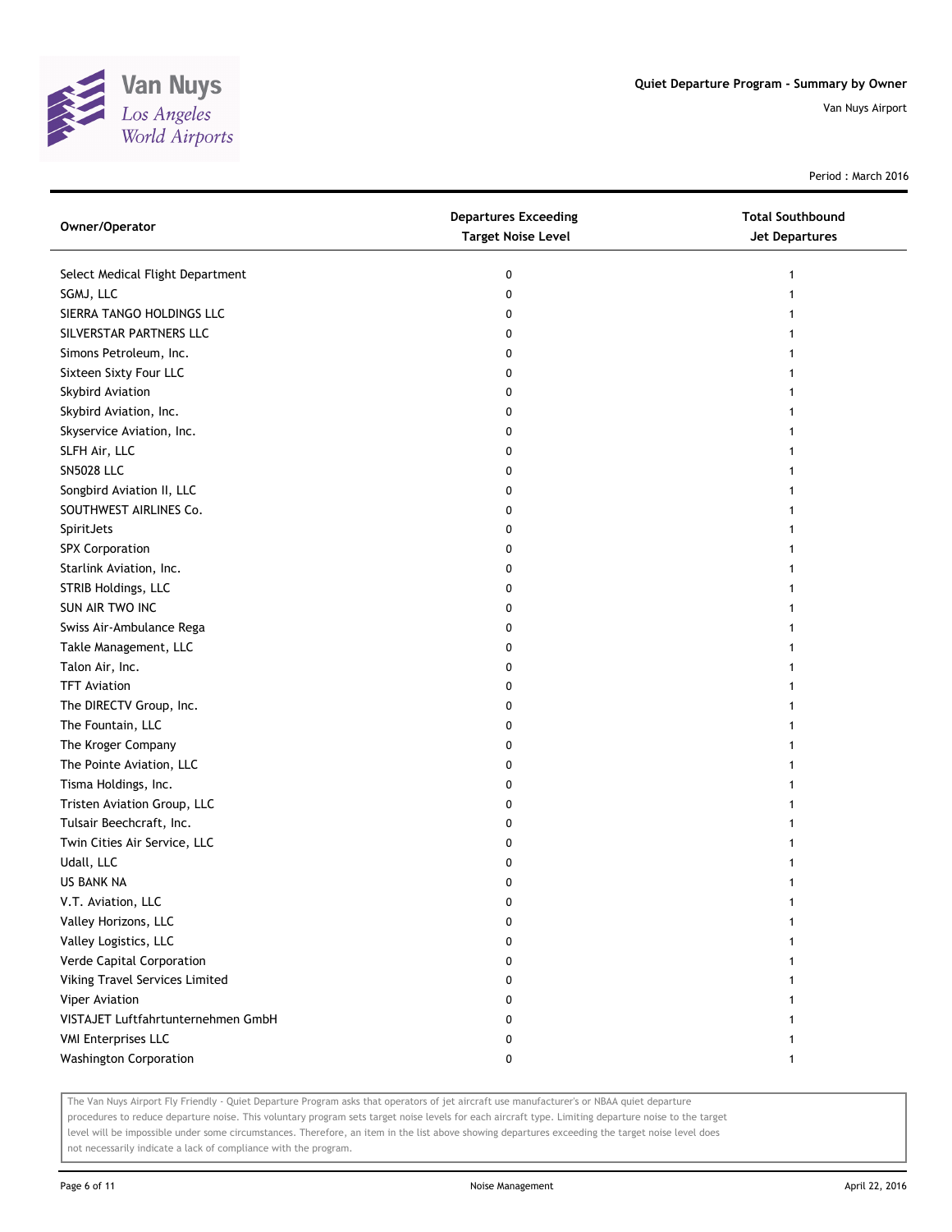# Quiet Departure Program - Summary by Owner

Van Nuys Airport

Period : March 2016

| Owner/Operator | Departures Exceeding Target Noise Level | Total Southbound Jet Departures |
| --- | --- | --- |
| Select Medical Flight Department | 0 | 1 |
| SGMJ, LLC | 0 | 1 |
| SIERRA TANGO HOLDINGS LLC | 0 | 1 |
| SILVERSTAR PARTNERS LLC | 0 | 1 |
| Simons Petroleum, Inc. | 0 | 1 |
| Sixteen Sixty Four LLC | 0 | 1 |
| Skybird Aviation | 0 | 1 |
| Skybird Aviation, Inc. | 0 | 1 |
| Skyservice Aviation, Inc. | 0 | 1 |
| SLFH Air, LLC | 0 | 1 |
| SN5028 LLC | 0 | 1 |
| Songbird Aviation II, LLC | 0 | 1 |
| SOUTHWEST AIRLINES Co. | 0 | 1 |
| SpiritJets | 0 | 1 |
| SPX Corporation | 0 | 1 |
| Starlink Aviation, Inc. | 0 | 1 |
| STRIB Holdings, LLC | 0 | 1 |
| SUN AIR TWO INC | 0 | 1 |
| Swiss Air-Ambulance Rega | 0 | 1 |
| Takle Management, LLC | 0 | 1 |
| Talon Air, Inc. | 0 | 1 |
| TFT Aviation | 0 | 1 |
| The DIRECTV Group, Inc. | 0 | 1 |
| The Fountain, LLC | 0 | 1 |
| The Kroger Company | 0 | 1 |
| The Pointe Aviation, LLC | 0 | 1 |
| Tisma Holdings, Inc. | 0 | 1 |
| Tristen Aviation Group, LLC | 0 | 1 |
| Tulsair Beechcraft, Inc. | 0 | 1 |
| Twin Cities Air Service, LLC | 0 | 1 |
| Udall, LLC | 0 | 1 |
| US BANK NA | 0 | 1 |
| V.T. Aviation, LLC | 0 | 1 |
| Valley Horizons, LLC | 0 | 1 |
| Valley Logistics, LLC | 0 | 1 |
| Verde Capital Corporation | 0 | 1 |
| Viking Travel Services Limited | 0 | 1 |
| Viper Aviation | 0 | 1 |
| VISTAJET Luftfahrtunternehmen GmbH | 0 | 1 |
| VMI Enterprises LLC | 0 | 1 |
| Washington Corporation | 0 | 1 |

The Van Nuys Airport Fly Friendly - Quiet Departure Program asks that operators of jet aircraft use manufacturer's or NBAA quiet departure procedures to reduce departure noise. This voluntary program sets target noise levels for each aircraft type. Limiting departure noise to the target level will be impossible under some circumstances. Therefore, an item in the list above showing departures exceeding the target noise level does not necessarily indicate a lack of compliance with the program.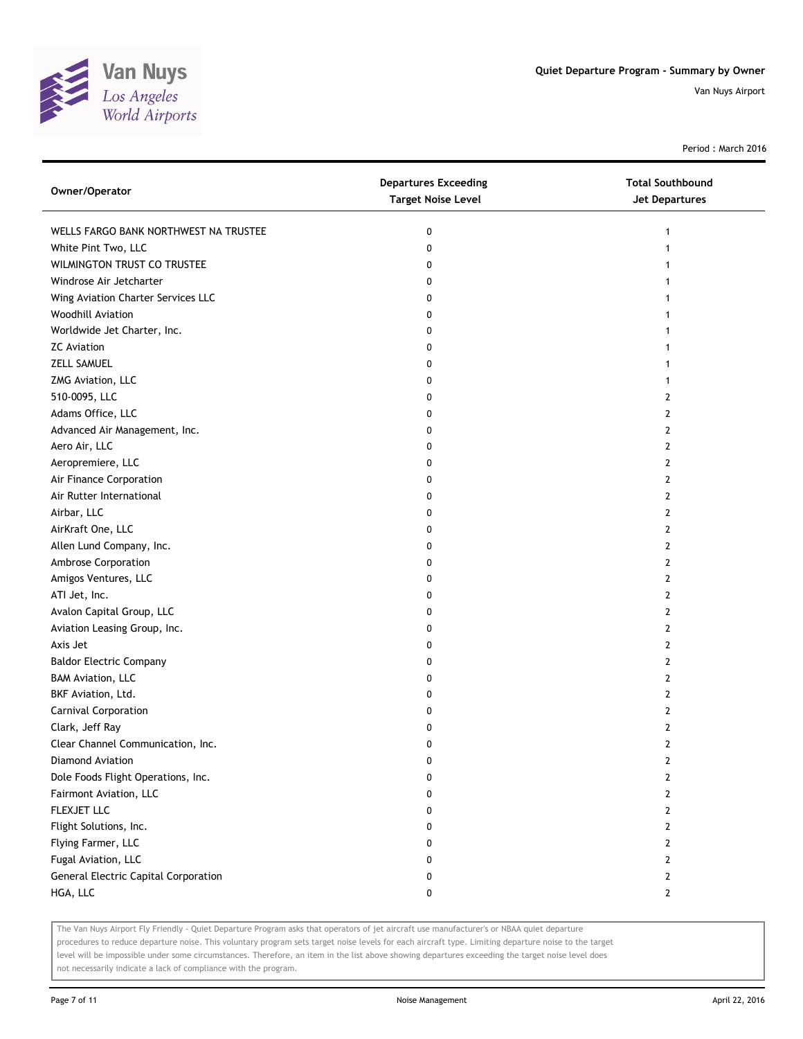Van Nuys Los Angeles World Airports

**Quiet Departure Program - Summary by Owner**

Van Nuys Airport

Period : March 2016

| Owner/Operator | Departures Exceeding Target Noise Level | Total Southbound Jet Departures |
|---|---|---|
| WELLS FARGO BANK NORTHWEST NA TRUSTEE | 0 | 1 |
| White Pint Two, LLC | 0 | 1 |
| WILMINGTON TRUST CO TRUSTEE | 0 | 1 |
| Windrose Air Jetcharter | 0 | 1 |
| Wing Aviation Charter Services LLC | 0 | 1 |
| Woodhill Aviation | 0 | 1 |
| Worldwide Jet Charter, Inc. | 0 | 1 |
| ZC Aviation | 0 | 1 |
| ZELL SAMUEL | 0 | 1 |
| ZMG Aviation, LLC | 0 | 1 |
| 510-0095, LLC | 0 | 2 |
| Adams Office, LLC | 0 | 2 |
| Advanced Air Management, Inc. | 0 | 2 |
| Aero Air, LLC | 0 | 2 |
| Aeropremiere, LLC | 0 | 2 |
| Air Finance Corporation | 0 | 2 |
| Air Rutter International | 0 | 2 |
| Airbar, LLC | 0 | 2 |
| AirKraft One, LLC | 0 | 2 |
| Allen Lund Company, Inc. | 0 | 2 |
| Ambrose Corporation | 0 | 2 |
| Amigos Ventures, LLC | 0 | 2 |
| ATI Jet, Inc. | 0 | 2 |
| Avalon Capital Group, LLC | 0 | 2 |
| Aviation Leasing Group, Inc. | 0 | 2 |
| Axis Jet | 0 | 2 |
| Baldor Electric Company | 0 | 2 |
| BAM Aviation, LLC | 0 | 2 |
| BKF Aviation, Ltd. | 0 | 2 |
| Carnival Corporation | 0 | 2 |
| Clark, Jeff Ray | 0 | 2 |
| Clear Channel Communication, Inc. | 0 | 2 |
| Diamond Aviation | 0 | 2 |
| Dole Foods Flight Operations, Inc. | 0 | 2 |
| Fairmont Aviation, LLC | 0 | 2 |
| FLEXJET LLC | 0 | 2 |
| Flight Solutions, Inc. | 0 | 2 |
| Flying Farmer, LLC | 0 | 2 |
| Fugal Aviation, LLC | 0 | 2 |
| General Electric Capital Corporation | 0 | 2 |
| HGA, LLC | 0 | 2 |

The Van Nuys Airport Fly Friendly - Quiet Departure Program asks that operators of jet aircraft use manufacturer's or NBAA quiet departure procedures to reduce departure noise. This voluntary program sets target noise levels for each aircraft type. Limiting departure noise to the target level will be impossible under some circumstances. Therefore, an item in the list above showing departures exceeding the target noise level does not necessarily indicate a lack of compliance with the program.

Noise Management

April 22, 2016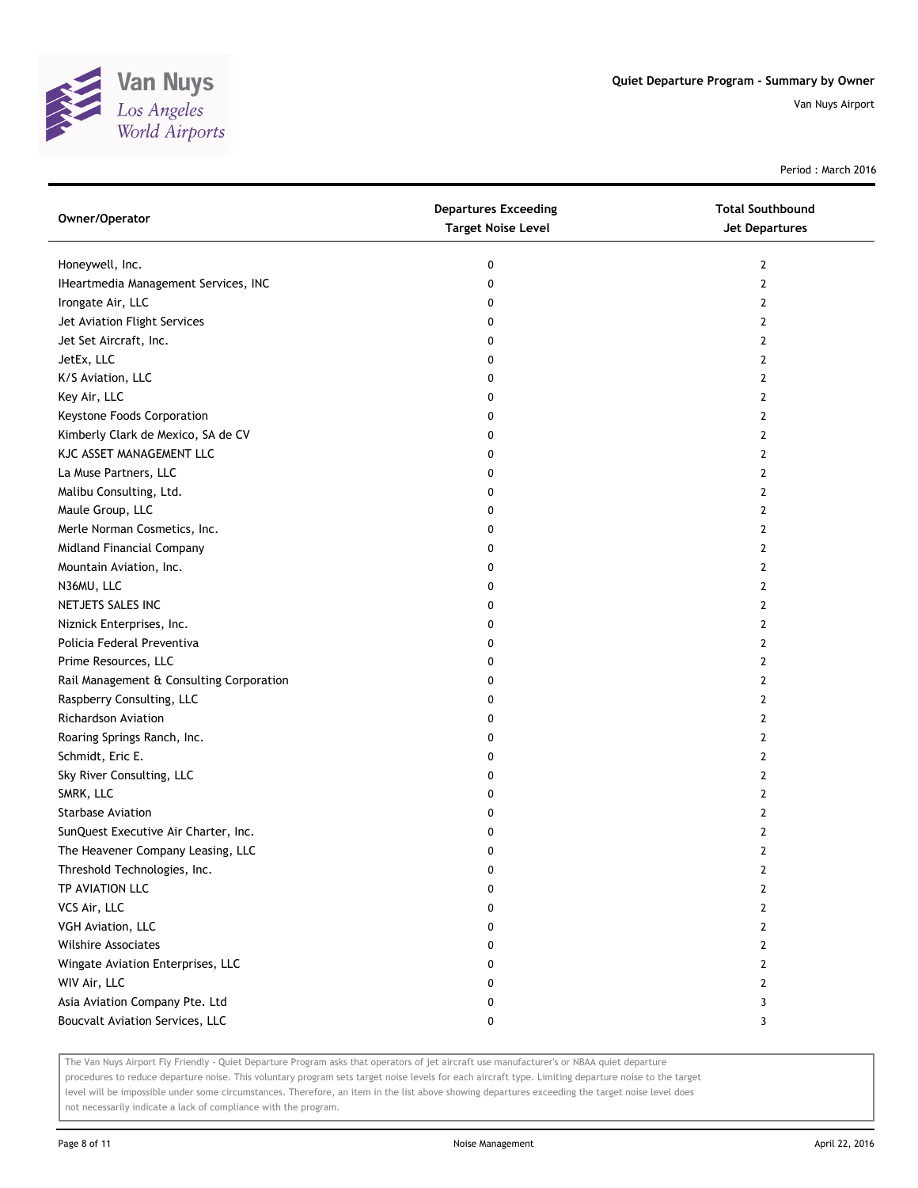## Quiet Departure Program - Summary by Owner

Van Nuys Airport

Period : March 2016

| Owner/Operator | Departures Exceeding Target Noise Level | Total Southbound Jet Departures |
|---|---|---|
| Honeywell, Inc. | 0 | 2 |
| IHeartmedia Management Services, INC | 0 | 2 |
| Irongate Air, LLC | 0 | 2 |
| Jet Aviation Flight Services | 0 | 2 |
| Jet Set Aircraft, Inc. | 0 | 2 |
| JetEx, LLC | 0 | 2 |
| K/S Aviation, LLC | 0 | 2 |
| Key Air, LLC | 0 | 2 |
| Keystone Foods Corporation | 0 | 2 |
| Kimberly Clark de Mexico, SA de CV | 0 | 2 |
| KJC ASSET MANAGEMENT LLC | 0 | 2 |
| La Muse Partners, LLC | 0 | 2 |
| Malibu Consulting, Ltd. | 0 | 2 |
| Maule Group, LLC | 0 | 2 |
| Merle Norman Cosmetics, Inc. | 0 | 2 |
| Midland Financial Company | 0 | 2 |
| Mountain Aviation, Inc. | 0 | 2 |
| N36MU, LLC | 0 | 2 |
| NETJETS SALES INC | 0 | 2 |
| Niznick Enterprises, Inc. | 0 | 2 |
| Policia Federal Preventiva | 0 | 2 |
| Prime Resources, LLC | 0 | 2 |
| Rail Management & Consulting Corporation | 0 | 2 |
| Raspberry Consulting, LLC | 0 | 2 |
| Richardson Aviation | 0 | 2 |
| Roaring Springs Ranch, Inc. | 0 | 2 |
| Schmidt, Eric E. | 0 | 2 |
| Sky River Consulting, LLC | 0 | 2 |
| SMRK, LLC | 0 | 2 |
| Starbase Aviation | 0 | 2 |
| SunQuest Executive Air Charter, Inc. | 0 | 2 |
| The Heavener Company Leasing, LLC | 0 | 2 |
| Threshold Technologies, Inc. | 0 | 2 |
| TP AVIATION LLC | 0 | 2 |
| VCS Air, LLC | 0 | 2 |
| VGH Aviation, LLC | 0 | 2 |
| Wilshire Associates | 0 | 2 |
| Wingate Aviation Enterprises, LLC | 0 | 2 |
| WIV Air, LLC | 0 | 2 |
| Asia Aviation Company Pte. Ltd | 0 | 3 |
| Boucvalt Aviation Services, LLC | 0 | 3 |

The Van Nuys Airport Fly Friendly - Quiet Departure Program asks that operators of jet aircraft use manufacturer's or NBAA quiet departure procedures to reduce departure noise. This voluntary program sets target noise levels for each aircraft type. Limiting departure noise to the target level will be impossible under some circumstances. Therefore, an item in the list above showing departures exceeding the target noise level does not necessarily indicate a lack of compliance with the program.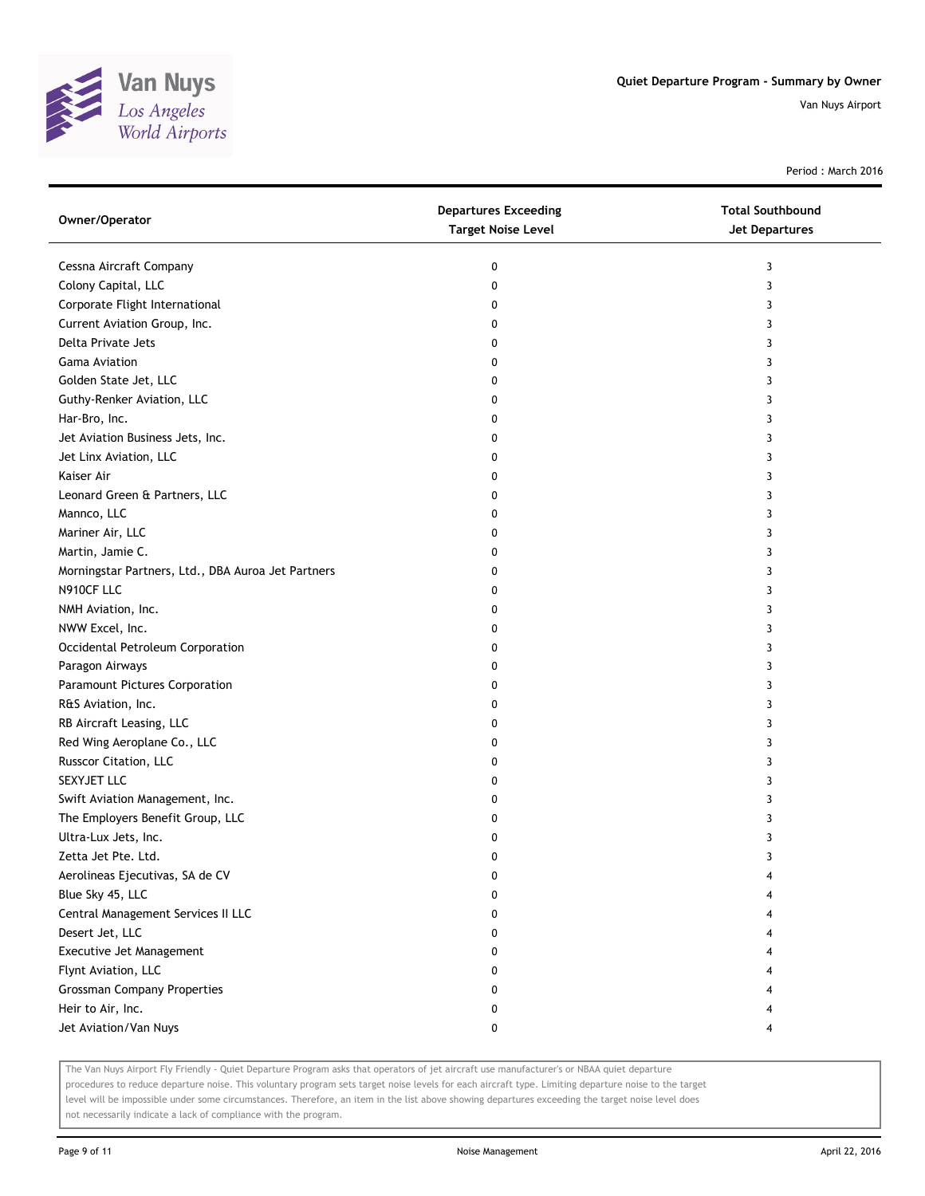# Quiet Departure Program - Summary by Owner

Van Nuys Airport

Period : March 2016

| Owner/Operator | Departures Exceeding Target Noise Level | Total Southbound Jet Departures |
|---|---|---|
| Cessna Aircraft Company | 0 | 3 |
| Colony Capital, LLC | 0 | 3 |
| Corporate Flight International | 0 | 3 |
| Current Aviation Group, Inc. | 0 | 3 |
| Delta Private Jets | 0 | 3 |
| Gama Aviation | 0 | 3 |
| Golden State Jet, LLC | 0 | 3 |
| Guthy-Renker Aviation, LLC | 0 | 3 |
| Har-Bro, Inc. | 0 | 3 |
| Jet Aviation Business Jets, Inc. | 0 | 3 |
| Jet Linx Aviation, LLC | 0 | 3 |
| Kaiser Air | 0 | 3 |
| Leonard Green & Partners, LLC | 0 | 3 |
| Mannco, LLC | 0 | 3 |
| Mariner Air, LLC | 0 | 3 |
| Martin, Jamie C. | 0 | 3 |
| Morningstar Partners, Ltd., DBA Auroa Jet Partners | 0 | 3 |
| N910CF LLC | 0 | 3 |
| NMH Aviation, Inc. | 0 | 3 |
| NWW Excel, Inc. | 0 | 3 |
| Occidental Petroleum Corporation | 0 | 3 |
| Paragon Airways | 0 | 3 |
| Paramount Pictures Corporation | 0 | 3 |
| R&S Aviation, Inc. | 0 | 3 |
| RB Aircraft Leasing, LLC | 0 | 3 |
| Red Wing Aeroplane Co., LLC | 0 | 3 |
| Russcor Citation, LLC | 0 | 3 |
| SEXYJET LLC | 0 | 3 |
| Swift Aviation Management, Inc. | 0 | 3 |
| The Employers Benefit Group, LLC | 0 | 3 |
| Ultra-Lux Jets, Inc. | 0 | 3 |
| Zetta Jet Pte. Ltd. | 0 | 3 |
| Aerolineas Ejecutivas, SA de CV | 0 | 4 |
| Blue Sky 45, LLC | 0 | 4 |
| Central Management Services II LLC | 0 | 4 |
| Desert Jet, LLC | 0 | 4 |
| Executive Jet Management | 0 | 4 |
| Flynt Aviation, LLC | 0 | 4 |
| Grossman Company Properties | 0 | 4 |
| Heir to Air, Inc. | 0 | 4 |
| Jet Aviation/Van Nuys | 0 | 4 |

The Van Nuys Airport Fly Friendly - Quiet Departure Program asks that operators of jet aircraft use manufacturer's or NBAA quiet departure procedures to reduce departure noise. This voluntary program sets target noise levels for each aircraft type. Limiting departure noise to the target level will be impossible under some circumstances. Therefore, an item in the list above showing departures exceeding the target noise level does not necessarily indicate a lack of compliance with the program.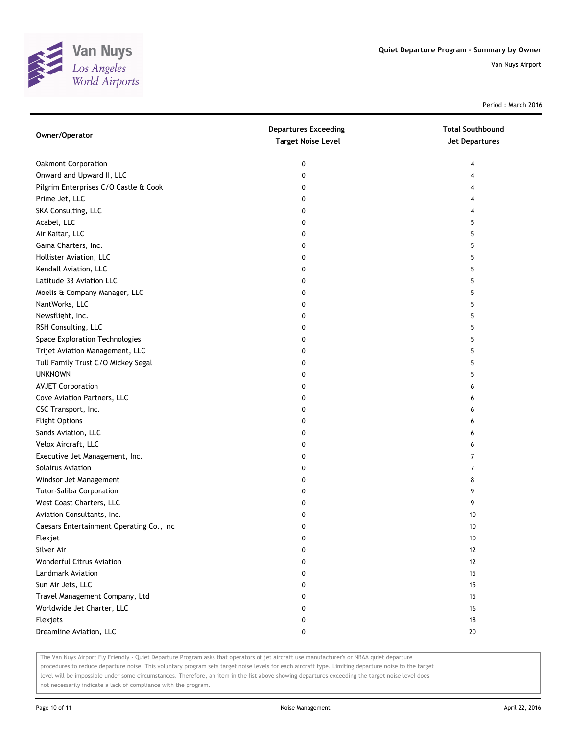# Quiet Departure Program - Summary by Owner

Van Nuys Airport

Period : March 2016

| Owner/Operator | Departures Exceeding Target Noise Level | Total Southbound Jet Departures |
|---|---|---|
| Oakmont Corporation | 0 | 4 |
| Onward and Upward II, LLC | 0 | 4 |
| Pilgrim Enterprises C/O Castle & Cook | 0 | 4 |
| Prime Jet, LLC | 0 | 4 |
| SKA Consulting, LLC | 0 | 4 |
| Acabel, LLC | 0 | 5 |
| Air Kaitar, LLC | 0 | 5 |
| Gama Charters, Inc. | 0 | 5 |
| Hollister Aviation, LLC | 0 | 5 |
| Kendall Aviation, LLC | 0 | 5 |
| Latitude 33 Aviation LLC | 0 | 5 |
| Moelis & Company Manager, LLC | 0 | 5 |
| NantWorks, LLC | 0 | 5 |
| Newsflight, Inc. | 0 | 5 |
| RSH Consulting, LLC | 0 | 5 |
| Space Exploration Technologies | 0 | 5 |
| Trijet Aviation Management, LLC | 0 | 5 |
| Tull Family Trust C/O Mickey Segal | 0 | 5 |
| UNKNOWN | 0 | 5 |
| AVJET Corporation | 0 | 6 |
| Cove Aviation Partners, LLC | 0 | 6 |
| CSC Transport, Inc. | 0 | 6 |
| Flight Options | 0 | 6 |
| Sands Aviation, LLC | 0 | 6 |
| Velox Aircraft, LLC | 0 | 6 |
| Executive Jet Management, Inc. | 0 | 7 |
| Solairus Aviation | 0 | 7 |
| Windsor Jet Management | 0 | 8 |
| Tutor-Saliba Corporation | 0 | 9 |
| West Coast Charters, LLC | 0 | 9 |
| Aviation Consultants, Inc. | 0 | 10 |
| Caesars Entertainment Operating Co., Inc | 0 | 10 |
| Flexjet | 0 | 10 |
| Silver Air | 0 | 12 |
| Wonderful Citrus Aviation | 0 | 12 |
| Landmark Aviation | 0 | 15 |
| Sun Air Jets, LLC | 0 | 15 |
| Travel Management Company, Ltd | 0 | 15 |
| Worldwide Jet Charter, LLC | 0 | 16 |
| Flexjets | 0 | 18 |
| Dreamline Aviation, LLC | 0 | 20 |

The Van Nuys Airport Fly Friendly - Quiet Departure Program asks that operators of jet aircraft use manufacturer's or NBAA quiet departure procedures to reduce departure noise. This voluntary program sets target noise levels for each aircraft type. Limiting departure noise to the target level will be impossible under some circumstances. Therefore, an item in the list above showing departures exceeding the target noise level does not necessarily indicate a lack of compliance with the program.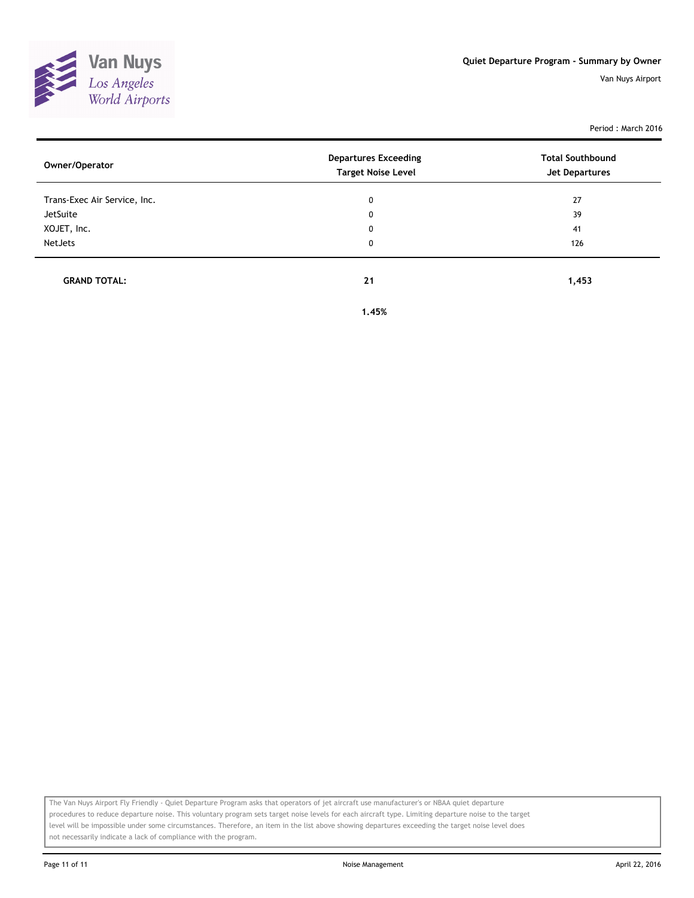Quiet Departure Program - Summary by Owner

Van Nuys Airport

Period : March 2016

| Owner/Operator | Departures Exceeding Target Noise Level | Total Southbound Jet Departures |
|---|---|---|
| Trans-Exec Air Service, Inc. | 0 | 27 |
| JetSuite | 0 | 39 |
| XOJET, Inc. | 0 | 41 |
| NetJets | 0 | 126 |
| **GRAND TOTAL:** | **21** | **1,453** |
| | **1.45%** | |

The Van Nuys Airport Fly Friendly - Quiet Departure Program asks that operators of jet aircraft use manufacturer's or NBAA quiet departure procedures to reduce departure noise. This voluntary program sets target noise levels for each aircraft type. Limiting departure noise to the target level will be impossible under some circumstances. Therefore, an item in the list above showing departures exceeding the target noise level does not necessarily indicate a lack of compliance with the program.